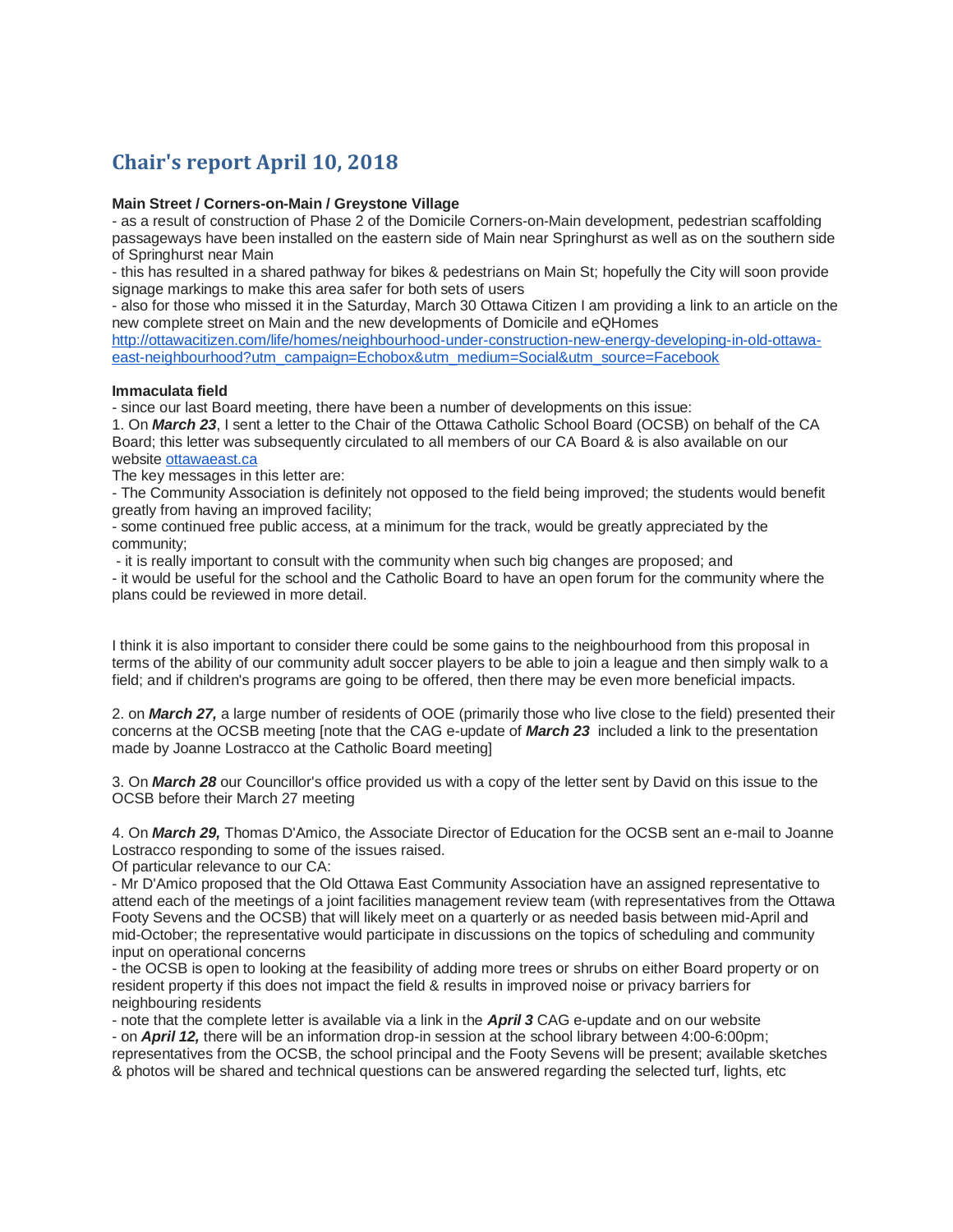# Chair's report April 10, 2018

**Main Street / Corners-on-Main / Greystone Village**

- as a result of construction of Phase 2 of the Domicile Corners-on-Main development, pedestrian scaffolding passageways have been installed on the eastern side of Main near Springhurst as well as on the southern side of Springhurst near Main
- this has resulted in a shared pathway for bikes & pedestrians on Main St; hopefully the City will soon provide signage markings to make this area safer for both sets of users
- also for those who missed it in the Saturday, March 30 Ottawa Citizen I am providing a link to an article on the new complete street on Main and the new developments of Domicile and eQHomes
[http://ottawacitizen.com/life/homes/neighbourhood-under-construction-new-energy-developing-in-old-ottawa-east-neighbourhood?utm_campaign=Echobox&utm_medium=Social&utm_source=Facebook](http://ottawacitizen.com/life/homes/neighbourhood-under-construction-new-energy-developing-in-old-ottawa-east-neighbourhood?utm_campaign=Echobox&utm_medium=Social&utm_source=Facebook)

**Immaculata field**

- since our last Board meeting, there have been a number of developments on this issue:

1. On ***March 23***, I sent a letter to the Chair of the Ottawa Catholic School Board (OCSB) on behalf of the CA Board; this letter was subsequently circulated to all members of our CA Board & is also available on our website [ottawaeast.ca](ottawaeast.ca)

The key messages in this letter are:
- The Community Association is definitely not opposed to the field being improved; the students would benefit greatly from having an improved facility;
- some continued free public access, at a minimum for the track, would be greatly appreciated by the community;
- it is really important to consult with the community when such big changes are proposed; and
- it would be useful for the school and the Catholic Board to have an open forum for the community where the plans could be reviewed in more detail.

I think it is also important to consider there could be some gains to the neighbourhood from this proposal in terms of the ability of our community adult soccer players to be able to join a league and then simply walk to a field; and if children's programs are going to be offered, then there may be even more beneficial impacts.

2. on ***March 27,*** a large number of residents of OOE (primarily those who live close to the field) presented their concerns at the OCSB meeting [note that the CAG e-update of ***March 23*** included a link to the presentation made by Joanne Lostracco at the Catholic Board meeting]

3. On ***March 28*** our Councillor's office provided us with a copy of the letter sent by David on this issue to the OCSB before their March 27 meeting

4. On ***March 29,*** Thomas D'Amico, the Associate Director of Education for the OCSB sent an e-mail to Joanne Lostracco responding to some of the issues raised.

Of particular relevance to our CA:
- Mr D'Amico proposed that the Old Ottawa East Community Association have an assigned representative to attend each of the meetings of a joint facilities management review team (with representatives from the Ottawa Footy Sevens and the OCSB) that will likely meet on a quarterly or as needed basis between mid-April and mid-October; the representative would participate in discussions on the topics of scheduling and community input on operational concerns
- the OCSB is open to looking at the feasibility of adding more trees or shrubs on either Board property or on resident property if this does not impact the field & results in improved noise or privacy barriers for neighbouring residents
- note that the complete letter is available via a link in the ***April 3*** CAG e-update and on our website
- on ***April 12,*** there will be an information drop-in session at the school library between 4:00-6:00pm; representatives from the OCSB, the school principal and the Footy Sevens will be present; available sketches & photos will be shared and technical questions can be answered regarding the selected turf, lights, etc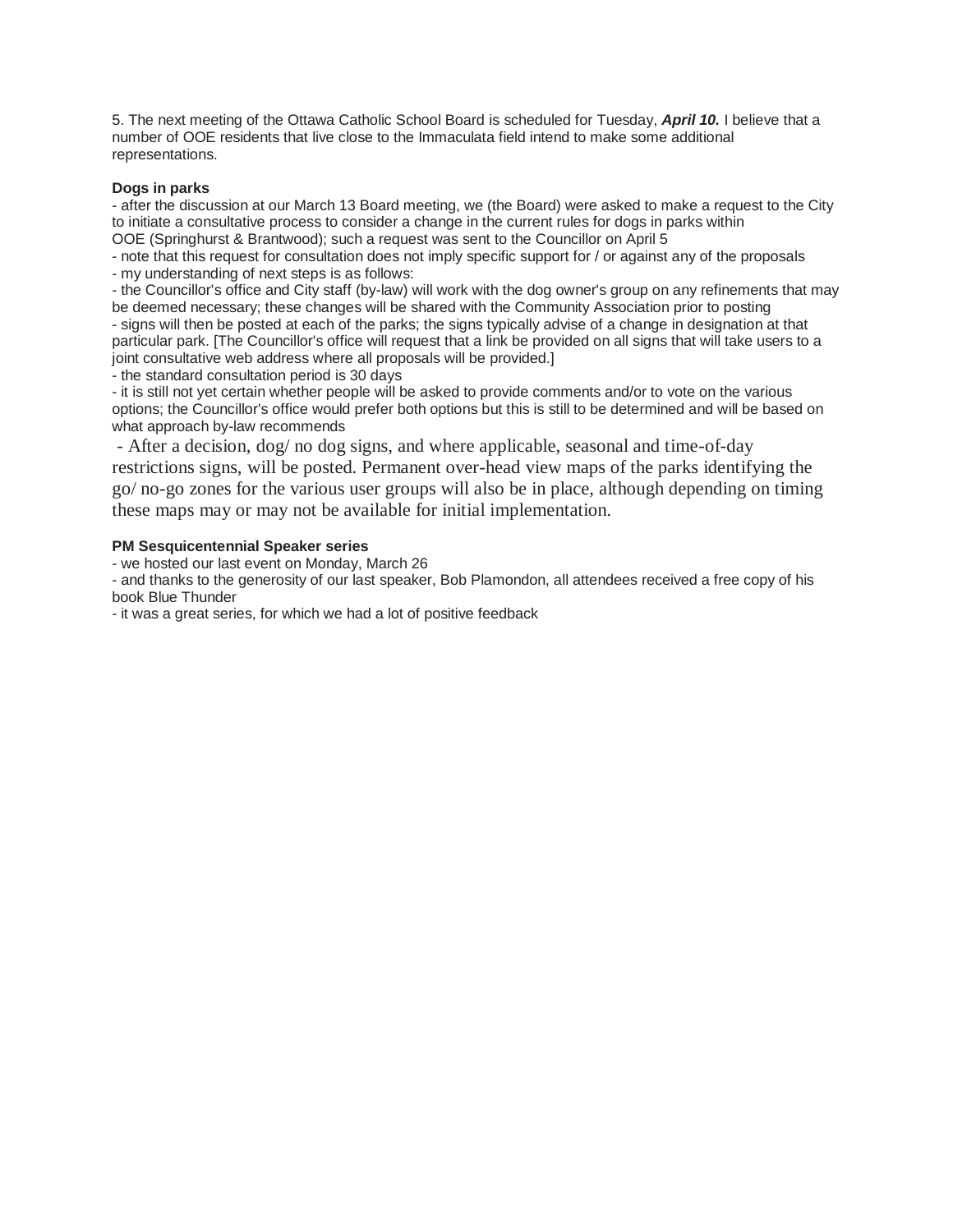5. The next meeting of the Ottawa Catholic School Board is scheduled for Tuesday, ***April 10.*** I believe that a number of OOE residents that live close to the Immaculata field intend to make some additional representations.

**Dogs in parks**

- after the discussion at our March 13 Board meeting, we (the Board) were asked to make a request to the City to initiate a consultative process to consider a change in the current rules for dogs in parks within OOE (Springhurst & Brantwood); such a request was sent to the Councillor on April 5
- note that this request for consultation does not imply specific support for / or against any of the proposals
- my understanding of next steps is as follows:
- the Councillor's office and City staff (by-law) will work with the dog owner's group on any refinements that may be deemed necessary; these changes will be shared with the Community Association prior to posting
- signs will then be posted at each of the parks; the signs typically advise of a change in designation at that particular park. [The Councillor's office will request that a link be provided on all signs that will take users to a joint consultative web address where all proposals will be provided.]
- the standard consultation period is 30 days
- it is still not yet certain whether people will be asked to provide comments and/or to vote on the various options; the Councillor's office would prefer both options but this is still to be determined and will be based on what approach by-law recommends
- After a decision, dog/ no dog signs, and where applicable, seasonal and time-of-day restrictions signs, will be posted. Permanent over-head view maps of the parks identifying the go/ no-go zones for the various user groups will also be in place, although depending on timing these maps may or may not be available for initial implementation.

**PM Sesquicentennial Speaker series**

- we hosted our last event on Monday, March 26
- and thanks to the generosity of our last speaker, Bob Plamondon, all attendees received a free copy of his book Blue Thunder
- it was a great series, for which we had a lot of positive feedback